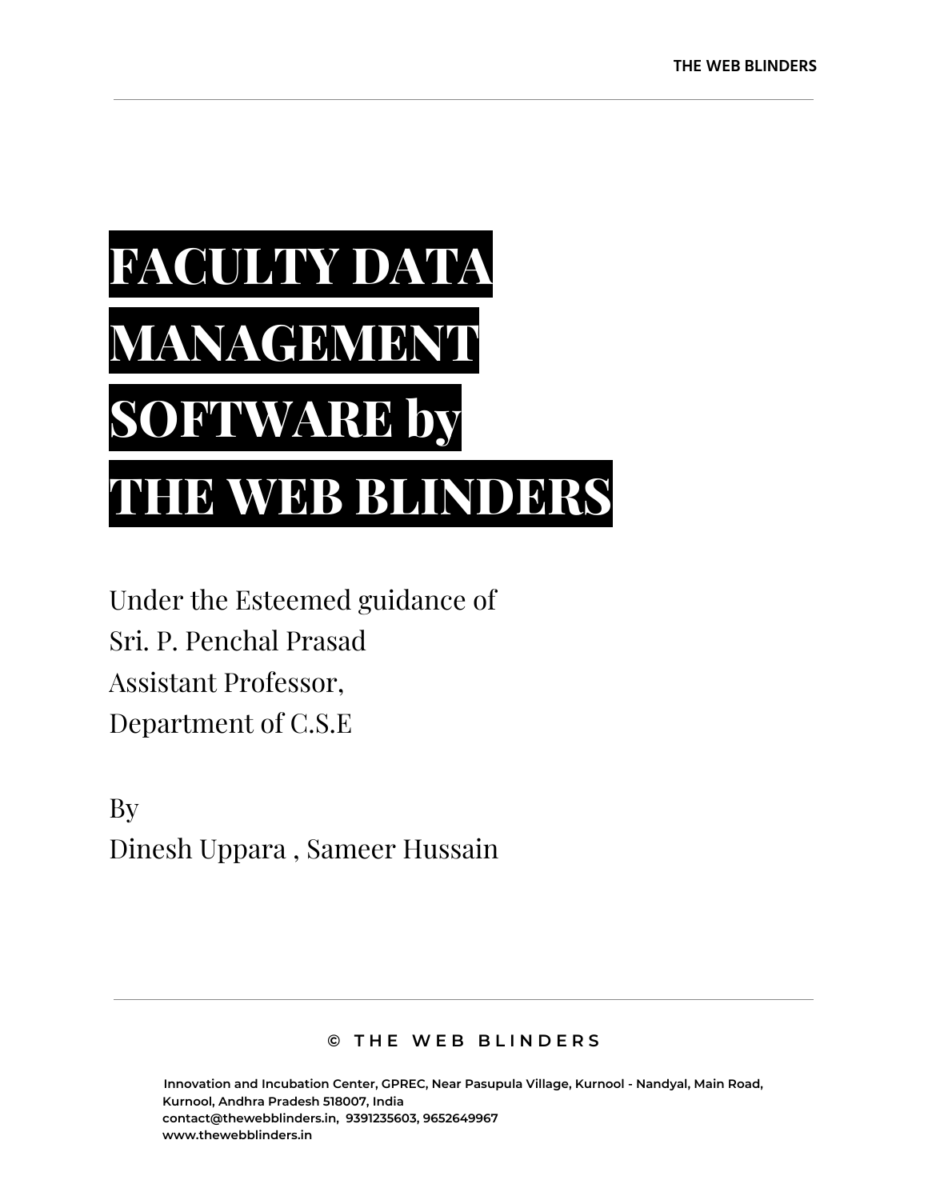# FACULTY DATA MANAGEMENT SOFTWARE by THE WEB BLINDERS

Under the Esteemed guidance of
Sri. P. Penchal Prasad
Assistant Professor,
Department of C.S.E

By
Dinesh Uppara , Sameer Hussain

© THE WEB BLINDERS

Innovation and Incubation Center, GPREC, Near Pasupula Village, Kurnool - Nandyal, Main Road, Kurnool, Andhra Pradesh 518007, India
contact@thewebblinders.in, 9391235603, 9652649967
www.thewebblinders.in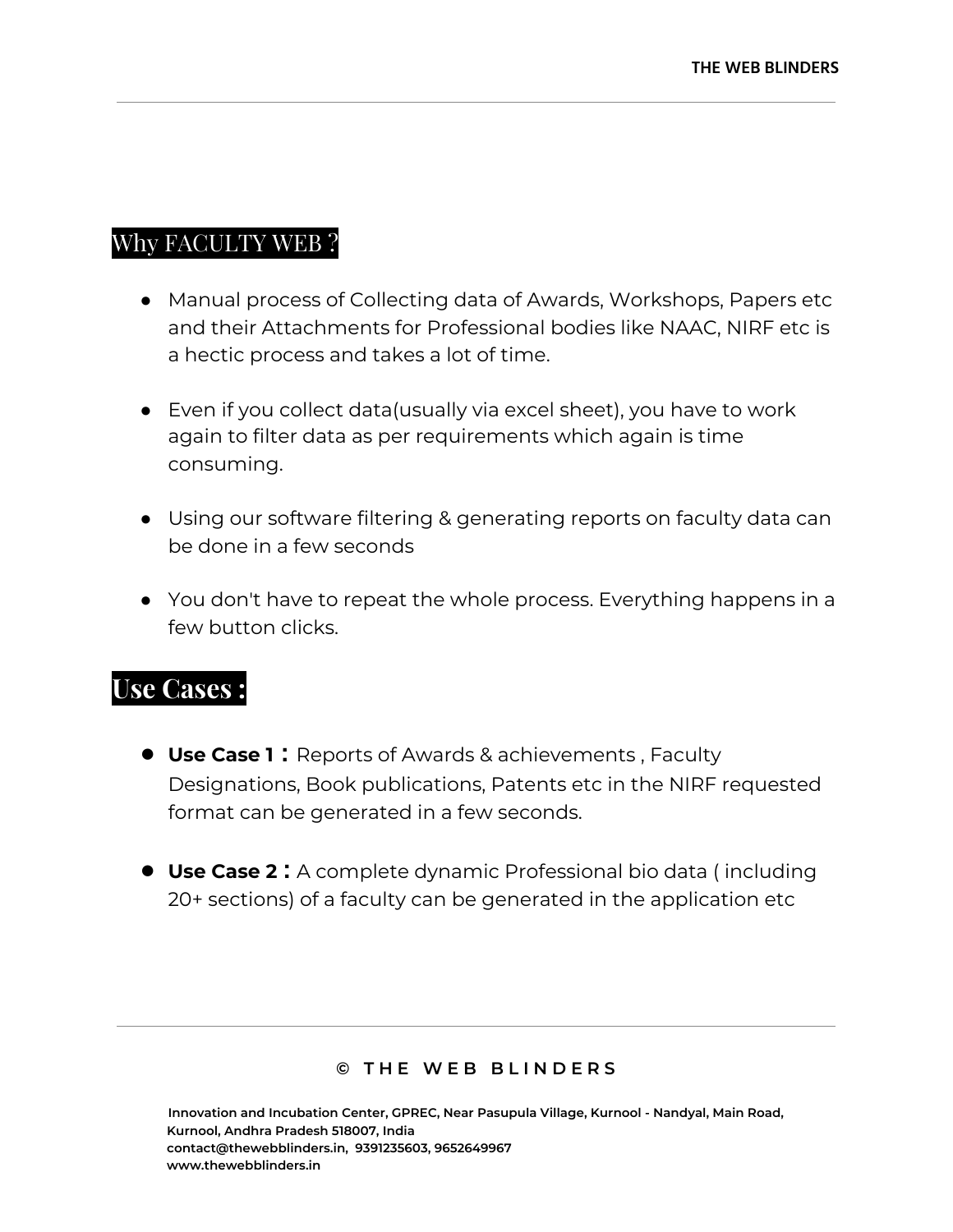## Why FACULTY WEB ?

- Manual process of Collecting data of Awards, Workshops, Papers etc and their Attachments for Professional bodies like NAAC, NIRF etc is a hectic process and takes a lot of time.

- Even if you collect data(usually via excel sheet), you have to work again to filter data as per requirements which again is time consuming.

- Using our software filtering & generating reports on faculty data can be done in a few seconds

- You don't have to repeat the whole process. Everything happens in a few button clicks.

## Use Cases :

- **Use Case 1 :** Reports of Awards & achievements , Faculty Designations, Book publications, Patents etc in the NIRF requested format can be generated in a few seconds.

- **Use Case 2 :** A complete dynamic Professional bio data ( including 20+ sections) of a faculty can be generated in the application etc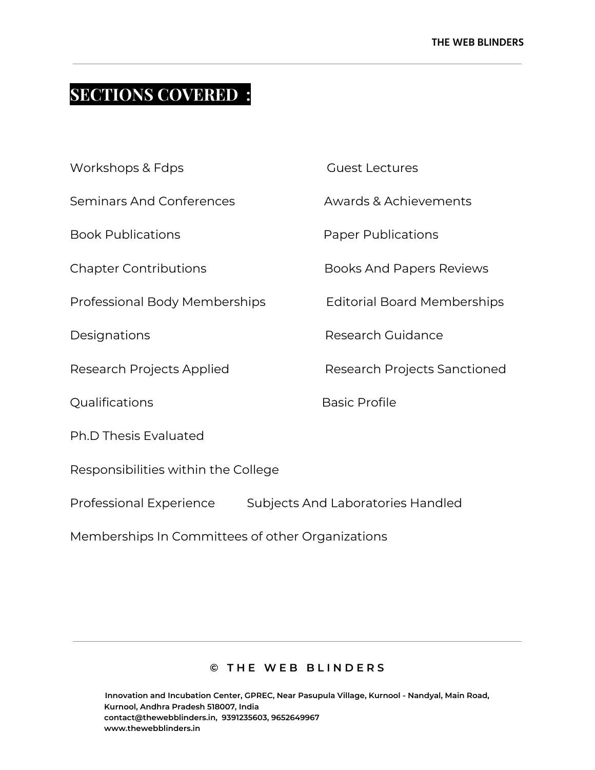# SECTIONS COVERED :

- Workshops & Fdps
- Guest Lectures
- Seminars And Conferences
- Awards & Achievements
- Book Publications
- Paper Publications
- Chapter Contributions
- Books And Papers Reviews
- Professional Body Memberships
- Editorial Board Memberships
- Designations
- Research Guidance
- Research Projects Applied
- Research Projects Sanctioned
- Qualifications
- Basic Profile
- Ph.D Thesis Evaluated
- Responsibilities within the College
- Professional Experience
- Subjects And Laboratories Handled
- Memberships In Committees of other Organizations

© THE WEB BLINDERS

**Innovation and Incubation Center, GPREC, Near Pasupula Village, Kurnool - Nandyal, Main Road, Kurnool, Andhra Pradesh 518007, India**
**contact@thewebblinders.in, 9391235603, 9652649967**
**www.thewebblinders.in**